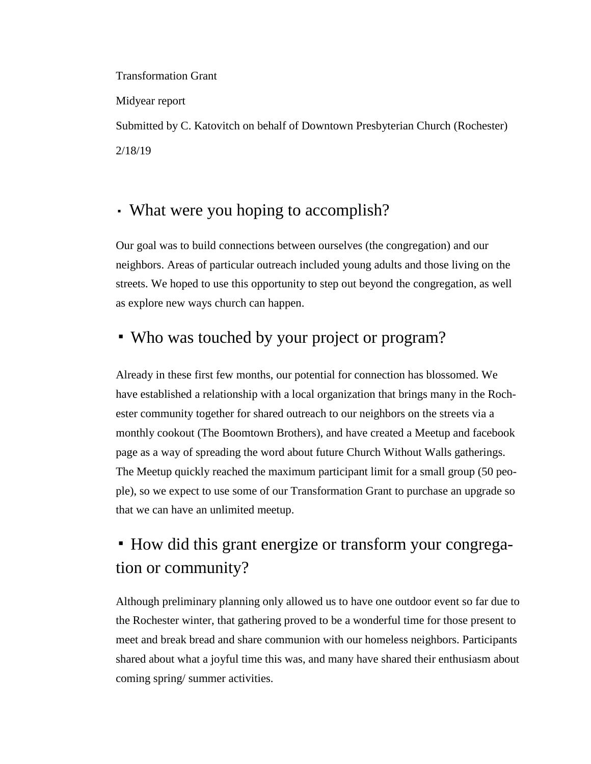Transformation Grant

Midyear report

Submitted by C. Katovitch on behalf of Downtown Presbyterian Church (Rochester)

2/18/19

## ▪ What were you hoping to accomplish?

Our goal was to build connections between ourselves (the congregation) and our neighbors. Areas of particular outreach included young adults and those living on the streets. We hoped to use this opportunity to step out beyond the congregation, as well as explore new ways church can happen.

## ▪ Who was touched by your project or program?

Already in these first few months, our potential for connection has blossomed. We have established a relationship with a local organization that brings many in the Rochester community together for shared outreach to our neighbors on the streets via a monthly cookout (The Boomtown Brothers), and have created a Meetup and facebook page as a way of spreading the word about future Church Without Walls gatherings. The Meetup quickly reached the maximum participant limit for a small group (50 people), so we expect to use some of our Transformation Grant to purchase an upgrade so that we can have an unlimited meetup.

## ▪ How did this grant energize or transform your congregation or community?

Although preliminary planning only allowed us to have one outdoor event so far due to the Rochester winter, that gathering proved to be a wonderful time for those present to meet and break bread and share communion with our homeless neighbors. Participants shared about what a joyful time this was, and many have shared their enthusiasm about coming spring/ summer activities.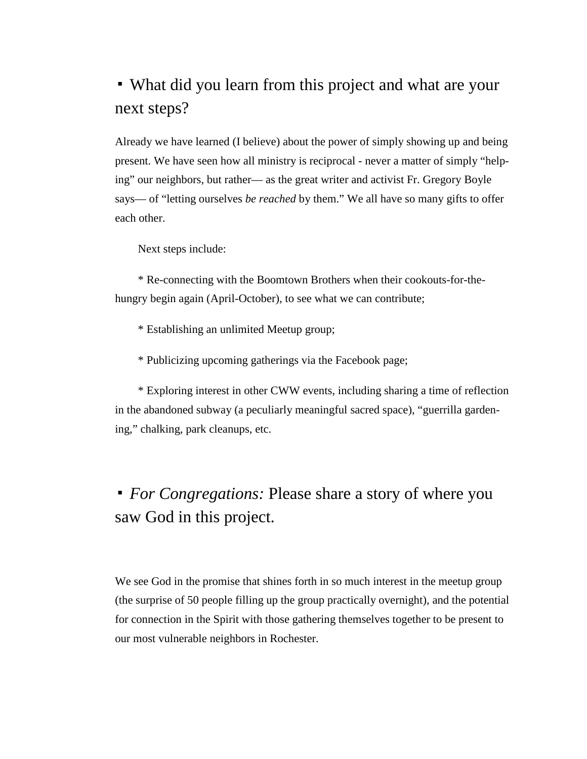## ▪ What did you learn from this project and what are your next steps?

Already we have learned (I believe) about the power of simply showing up and being present. We have seen how all ministry is reciprocal - never a matter of simply "helping" our neighbors, but rather— as the great writer and activist Fr. Gregory Boyle says— of "letting ourselves *be reached* by them." We all have so many gifts to offer each other.

Next steps include:

* Re-connecting with the Boomtown Brothers when their cookouts-for-the-hungry begin again (April-October), to see what we can contribute;

* Establishing an unlimited Meetup group;

* Publicizing upcoming gatherings via the Facebook page;

* Exploring interest in other CWW events, including sharing a time of reflection in the abandoned subway (a peculiarly meaningful sacred space), "guerrilla gardening," chalking, park cleanups, etc.

## ▪ *For Congregations:* Please share a story of where you saw God in this project.

We see God in the promise that shines forth in so much interest in the meetup group (the surprise of 50 people filling up the group practically overnight), and the potential for connection in the Spirit with those gathering themselves together to be present to our most vulnerable neighbors in Rochester.